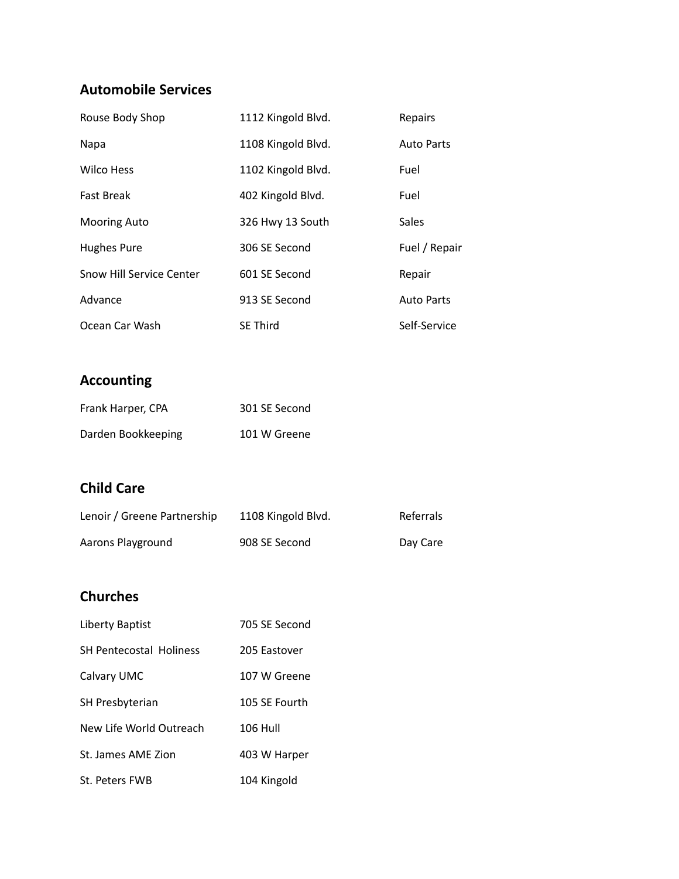## Automobile Services

| | | |
|---|---|---|
| Rouse Body Shop | 1112 Kingold Blvd. | Repairs |
| Napa | 1108 Kingold Blvd. | Auto Parts |
| Wilco Hess | 1102 Kingold Blvd. | Fuel |
| Fast Break | 402 Kingold Blvd. | Fuel |
| Mooring Auto | 326 Hwy 13 South | Sales |
| Hughes Pure | 306 SE Second | Fuel / Repair |
| Snow Hill Service Center | 601 SE Second | Repair |
| Advance | 913 SE Second | Auto Parts |
| Ocean Car Wash | SE Third | Self-Service |

## Accounting

| | |
|---|---|
| Frank Harper, CPA | 301 SE Second |
| Darden Bookkeeping | 101 W Greene |

## Child Care

| | | |
|---|---|---|
| Lenoir / Greene Partnership | 1108 Kingold Blvd. | Referrals |
| Aarons Playground | 908 SE Second | Day Care |

## Churches

| | |
|---|---|
| Liberty Baptist | 705 SE Second |
| SH Pentecostal Holiness | 205 Eastover |
| Calvary UMC | 107 W Greene |
| SH Presbyterian | 105 SE Fourth |
| New Life World Outreach | 106 Hull |
| St. James AME Zion | 403 W Harper |
| St. Peters FWB | 104 Kingold |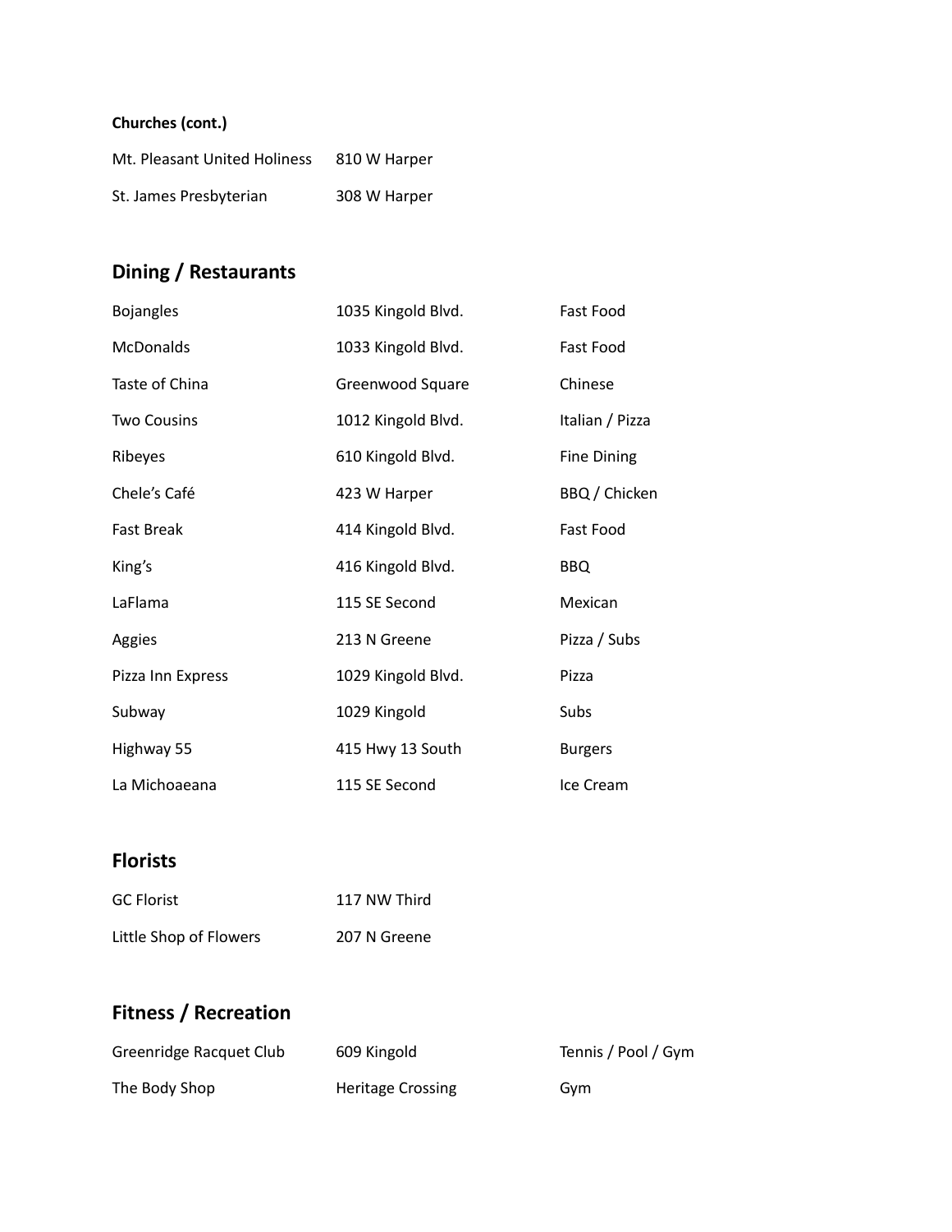**Churches (cont.)**

| | |
|---|---|
| Mt. Pleasant United Holiness | 810 W Harper |
| St. James Presbyterian | 308 W Harper |

## Dining / Restaurants

| | | |
|---|---|---|
| Bojangles | 1035 Kingold Blvd. | Fast Food |
| McDonalds | 1033 Kingold Blvd. | Fast Food |
| Taste of China | Greenwood Square | Chinese |
| Two Cousins | 1012 Kingold Blvd. | Italian / Pizza |
| Ribeyes | 610 Kingold Blvd. | Fine Dining |
| Chele's Café | 423 W Harper | BBQ / Chicken |
| Fast Break | 414 Kingold Blvd. | Fast Food |
| King's | 416 Kingold Blvd. | BBQ |
| LaFlama | 115 SE Second | Mexican |
| Aggies | 213 N Greene | Pizza / Subs |
| Pizza Inn Express | 1029 Kingold Blvd. | Pizza |
| Subway | 1029 Kingold | Subs |
| Highway 55 | 415 Hwy 13 South | Burgers |
| La Michoaeana | 115 SE Second | Ice Cream |

## Florists

| | |
|---|---|
| GC Florist | 117 NW Third |
| Little Shop of Flowers | 207 N Greene |

## Fitness / Recreation

| | | |
|---|---|---|
| Greenridge Racquet Club | 609 Kingold | Tennis / Pool / Gym |
| The Body Shop | Heritage Crossing | Gym |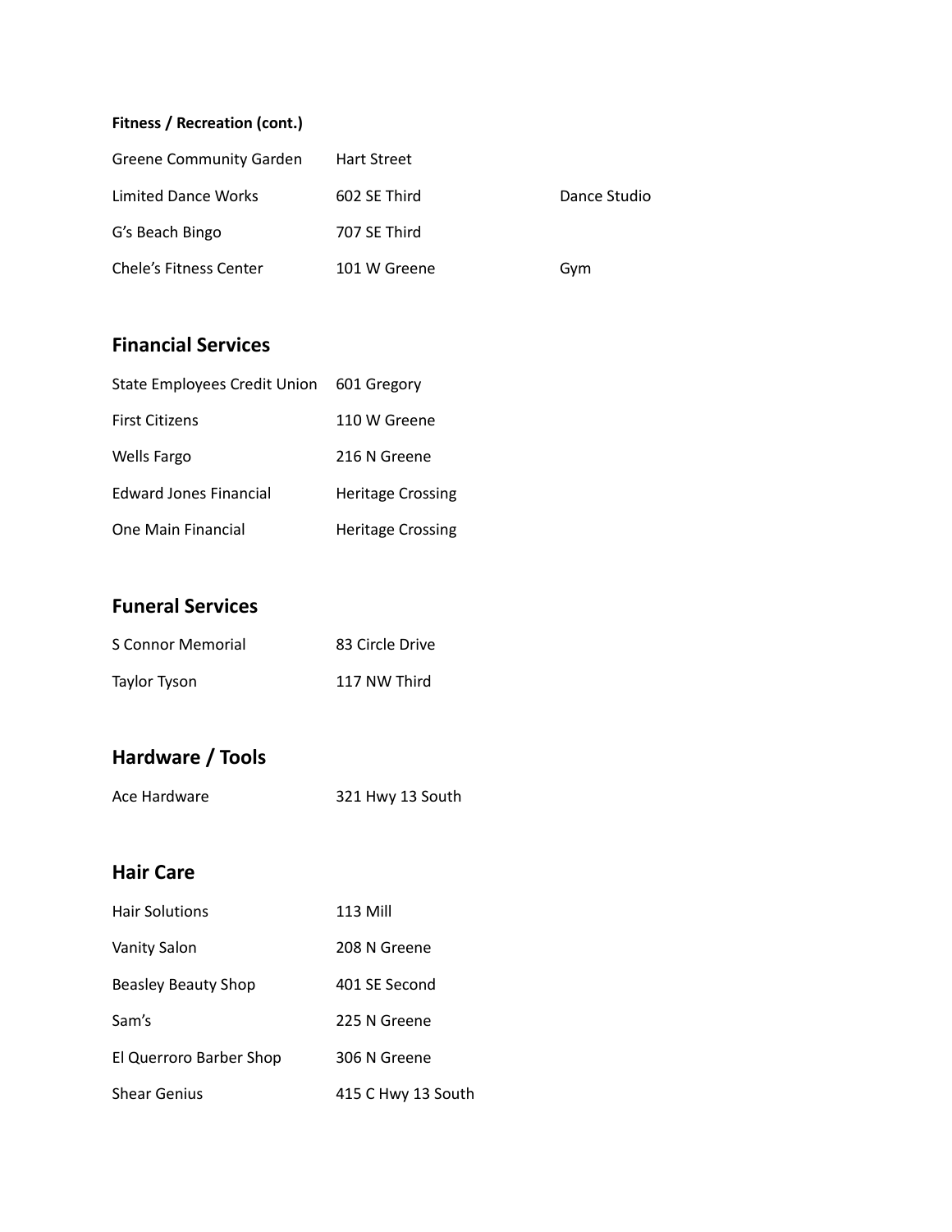**Fitness / Recreation (cont.)**

| | | |
|---|---|---|
| Greene Community Garden | Hart Street | |
| Limited Dance Works | 602 SE Third | Dance Studio |
| G's Beach Bingo | 707 SE Third | |
| Chele's Fitness Center | 101 W Greene | Gym |

## Financial Services

| | |
|---|---|
| State Employees Credit Union | 601 Gregory |
| First Citizens | 110 W Greene |
| Wells Fargo | 216 N Greene |
| Edward Jones Financial | Heritage Crossing |
| One Main Financial | Heritage Crossing |

## Funeral Services

| | |
|---|---|
| S Connor Memorial | 83 Circle Drive |
| Taylor Tyson | 117 NW Third |

## Hardware / Tools

| | |
|---|---|
| Ace Hardware | 321 Hwy 13 South |

## Hair Care

| | |
|---|---|
| Hair Solutions | 113 Mill |
| Vanity Salon | 208 N Greene |
| Beasley Beauty Shop | 401 SE Second |
| Sam's | 225 N Greene |
| El Querroro Barber Shop | 306 N Greene |
| Shear Genius | 415 C Hwy 13 South |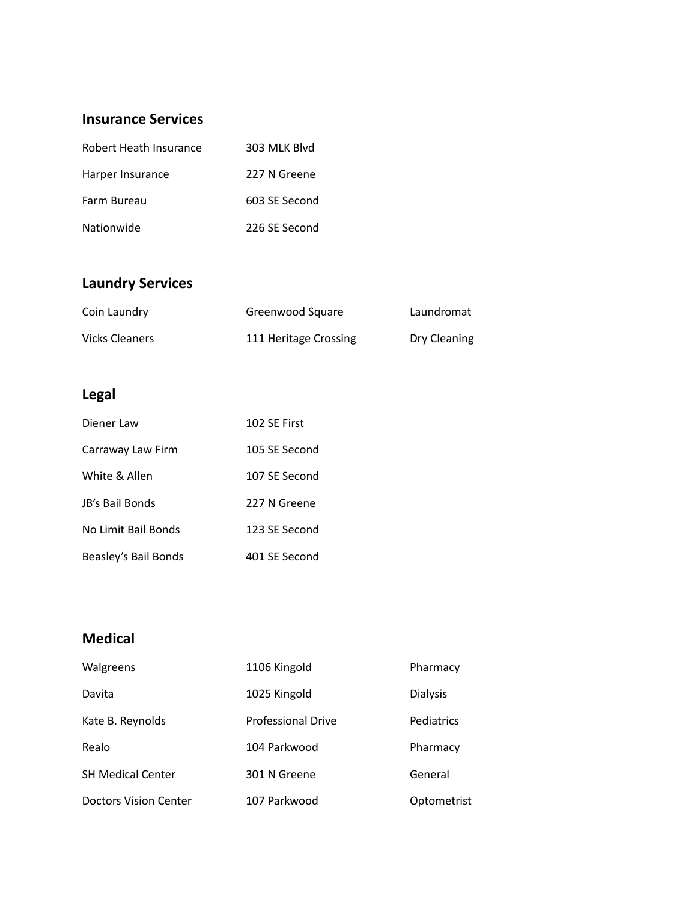## Insurance Services

| | |
|---|---|
| Robert Heath Insurance | 303 MLK Blvd |
| Harper Insurance | 227 N Greene |
| Farm Bureau | 603 SE Second |
| Nationwide | 226 SE Second |

## Laundry Services

| | | |
|---|---|---|
| Coin Laundry | Greenwood Square | Laundromat |
| Vicks Cleaners | 111 Heritage Crossing | Dry Cleaning |

## Legal

| | |
|---|---|
| Diener Law | 102 SE First |
| Carraway Law Firm | 105 SE Second |
| White & Allen | 107 SE Second |
| JB's Bail Bonds | 227 N Greene |
| No Limit Bail Bonds | 123 SE Second |
| Beasley's Bail Bonds | 401 SE Second |

## Medical

| | | |
|---|---|---|
| Walgreens | 1106 Kingold | Pharmacy |
| Davita | 1025 Kingold | Dialysis |
| Kate B. Reynolds | Professional Drive | Pediatrics |
| Realo | 104 Parkwood | Pharmacy |
| SH Medical Center | 301 N Greene | General |
| Doctors Vision Center | 107 Parkwood | Optometrist |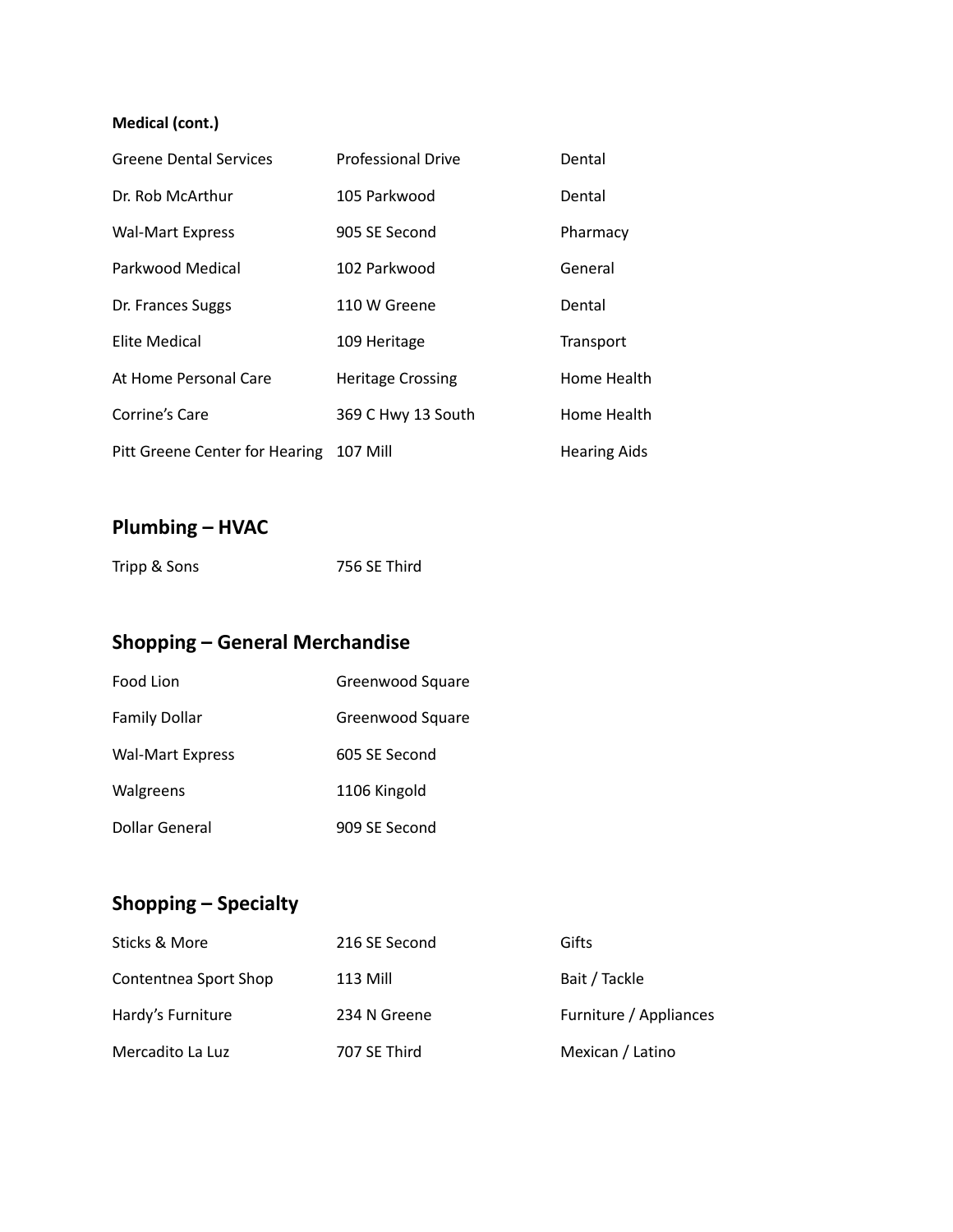**Medical (cont.)**

| | | |
|---|---|---|
| Greene Dental Services | Professional Drive | Dental |
| Dr. Rob McArthur | 105 Parkwood | Dental |
| Wal-Mart Express | 905 SE Second | Pharmacy |
| Parkwood Medical | 102 Parkwood | General |
| Dr. Frances Suggs | 110 W Greene | Dental |
| Elite Medical | 109 Heritage | Transport |
| At Home Personal Care | Heritage Crossing | Home Health |
| Corrine's Care | 369 C Hwy 13 South | Home Health |
| Pitt Greene Center for Hearing | 107 Mill | Hearing Aids |

## Plumbing – HVAC

| | |
|---|---|
| Tripp & Sons | 756 SE Third |

## Shopping – General Merchandise

| | |
|---|---|
| Food Lion | Greenwood Square |
| Family Dollar | Greenwood Square |
| Wal-Mart Express | 605 SE Second |
| Walgreens | 1106 Kingold |
| Dollar General | 909 SE Second |

## Shopping – Specialty

| | | |
|---|---|---|
| Sticks & More | 216 SE Second | Gifts |
| Contentnea Sport Shop | 113 Mill | Bait / Tackle |
| Hardy's Furniture | 234 N Greene | Furniture / Appliances |
| Mercadito La Luz | 707 SE Third | Mexican / Latino |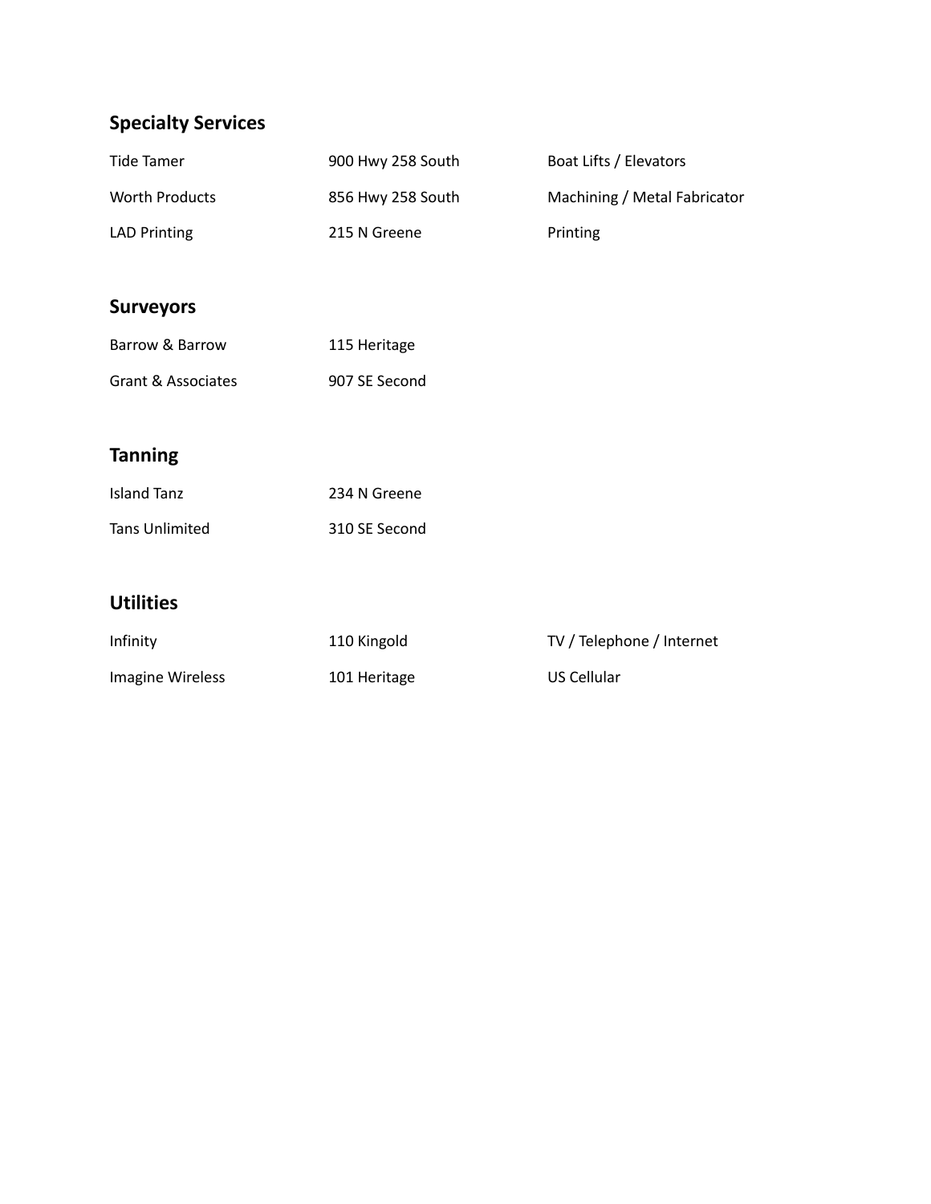## Specialty Services

| | | |
|---|---|---|
| Tide Tamer | 900 Hwy 258 South | Boat Lifts / Elevators |
| Worth Products | 856 Hwy 258 South | Machining / Metal Fabricator |
| LAD Printing | 215 N Greene | Printing |

## Surveyors

| | |
|---|---|
| Barrow & Barrow | 115 Heritage |
| Grant & Associates | 907 SE Second |

## Tanning

| | |
|---|---|
| Island Tanz | 234 N Greene |
| Tans Unlimited | 310 SE Second |

## Utilities

| | | |
|---|---|---|
| Infinity | 110 Kingold | TV / Telephone / Internet |
| Imagine Wireless | 101 Heritage | US Cellular |